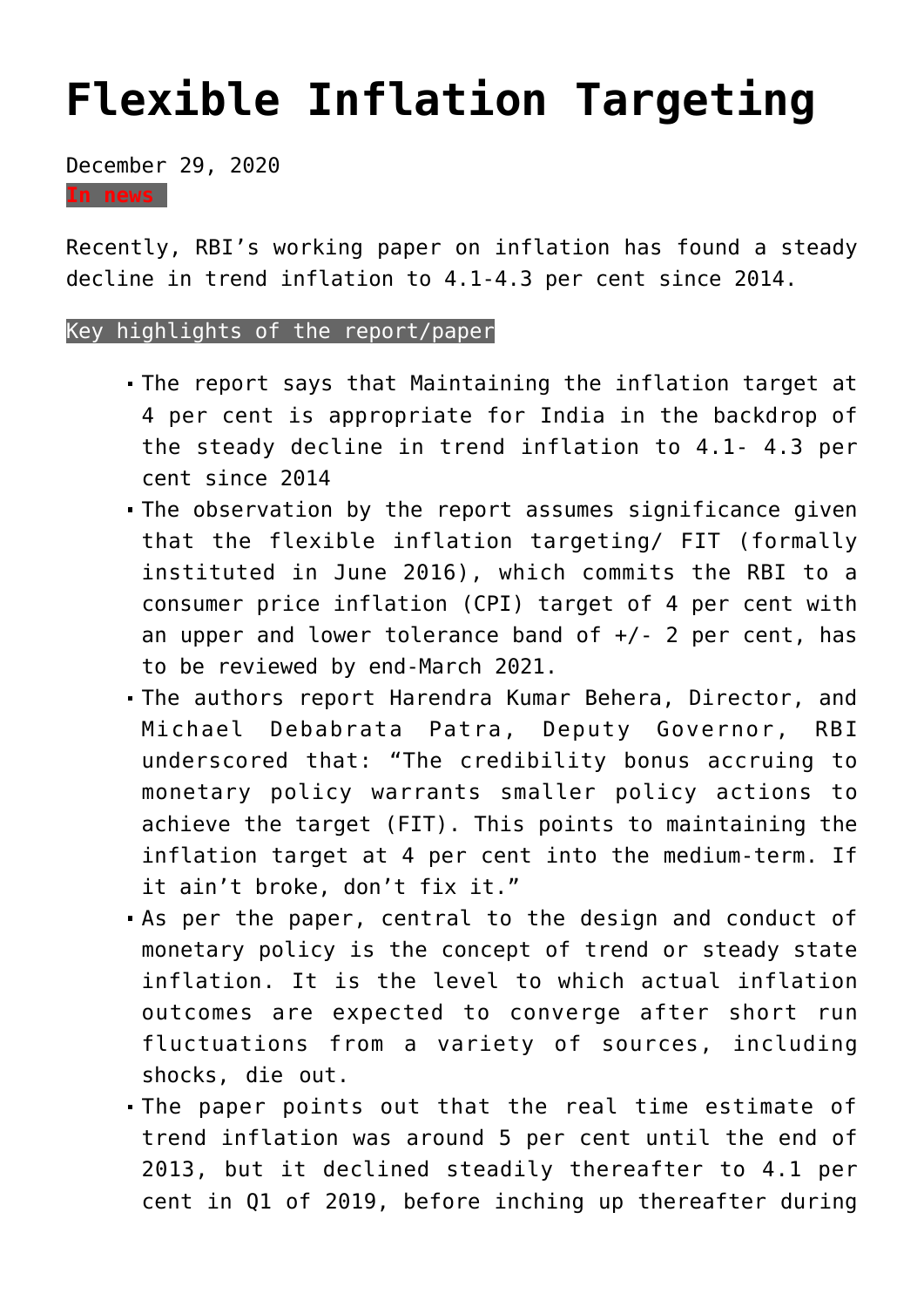# Flexible Inflation Targeting

December 29, 2020

**In news**

Recently, RBI's working paper on inflation has found a steady decline in trend inflation to 4.1-4.3 per cent since 2014.

**Key highlights of the report/paper**

- The report says that Maintaining the inflation target at 4 per cent is appropriate for India in the backdrop of the steady decline in trend inflation to 4.1- 4.3 per cent since 2014
- The observation by the report assumes significance given that the flexible inflation targeting/ FIT (formally instituted in June 2016), which commits the RBI to a consumer price inflation (CPI) target of 4 per cent with an upper and lower tolerance band of +/- 2 per cent, has to be reviewed by end-March 2021.
- The authors report Harendra Kumar Behera, Director, and Michael Debabrata Patra, Deputy Governor, RBI underscored that: "The credibility bonus accruing to monetary policy warrants smaller policy actions to achieve the target (FIT). This points to maintaining the inflation target at 4 per cent into the medium-term. If it ain't broke, don't fix it."
- As per the paper, central to the design and conduct of monetary policy is the concept of trend or steady state inflation. It is the level to which actual inflation outcomes are expected to converge after short run fluctuations from a variety of sources, including shocks, die out.
- The paper points out that the real time estimate of trend inflation was around 5 per cent until the end of 2013, but it declined steadily thereafter to 4.1 per cent in Q1 of 2019, before inching up thereafter during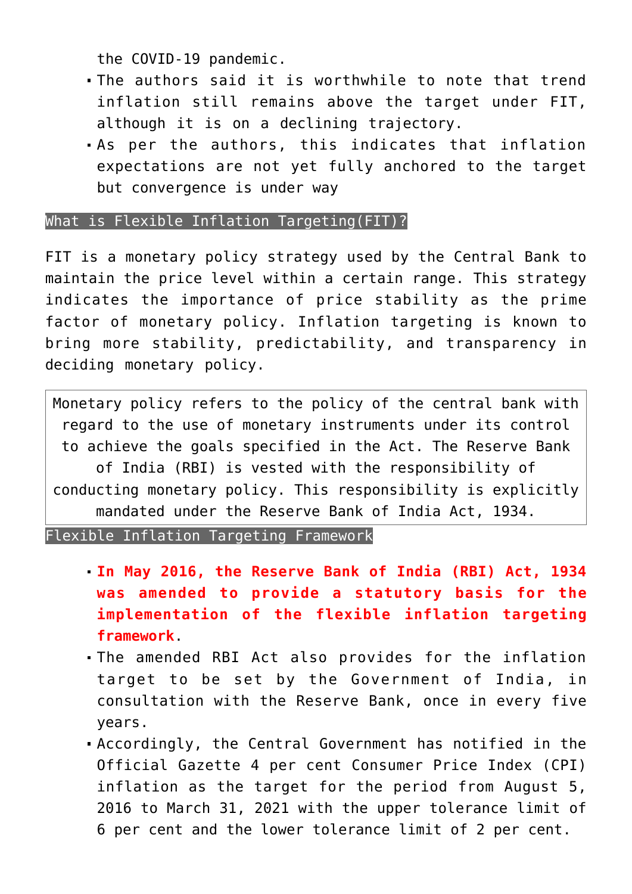the COVID-19 pandemic.

- The authors said it is worthwhile to note that trend inflation still remains above the target under FIT, although it is on a declining trajectory.
- As per the authors, this indicates that inflation expectations are not yet fully anchored to the target but convergence is under way

## What is Flexible Inflation Targeting(FIT)?

FIT is a monetary policy strategy used by the Central Bank to maintain the price level within a certain range. This strategy indicates the importance of price stability as the prime factor of monetary policy. Inflation targeting is known to bring more stability, predictability, and transparency in deciding monetary policy.

| Monetary policy refers to the policy of the central bank with regard to the use of monetary instruments under its control to achieve the goals specified in the Act. The Reserve Bank of India (RBI) is vested with the responsibility of conducting monetary policy. This responsibility is explicitly mandated under the Reserve Bank of India Act, 1934. |
| --- |

## Flexible Inflation Targeting Framework

- **In May 2016, the Reserve Bank of India (RBI) Act, 1934 was amended to provide a statutory basis for the implementation of the flexible inflation targeting framework**.
- The amended RBI Act also provides for the inflation target to be set by the Government of India, in consultation with the Reserve Bank, once in every five years.
- Accordingly, the Central Government has notified in the Official Gazette 4 per cent Consumer Price Index (CPI) inflation as the target for the period from August 5, 2016 to March 31, 2021 with the upper tolerance limit of 6 per cent and the lower tolerance limit of 2 per cent.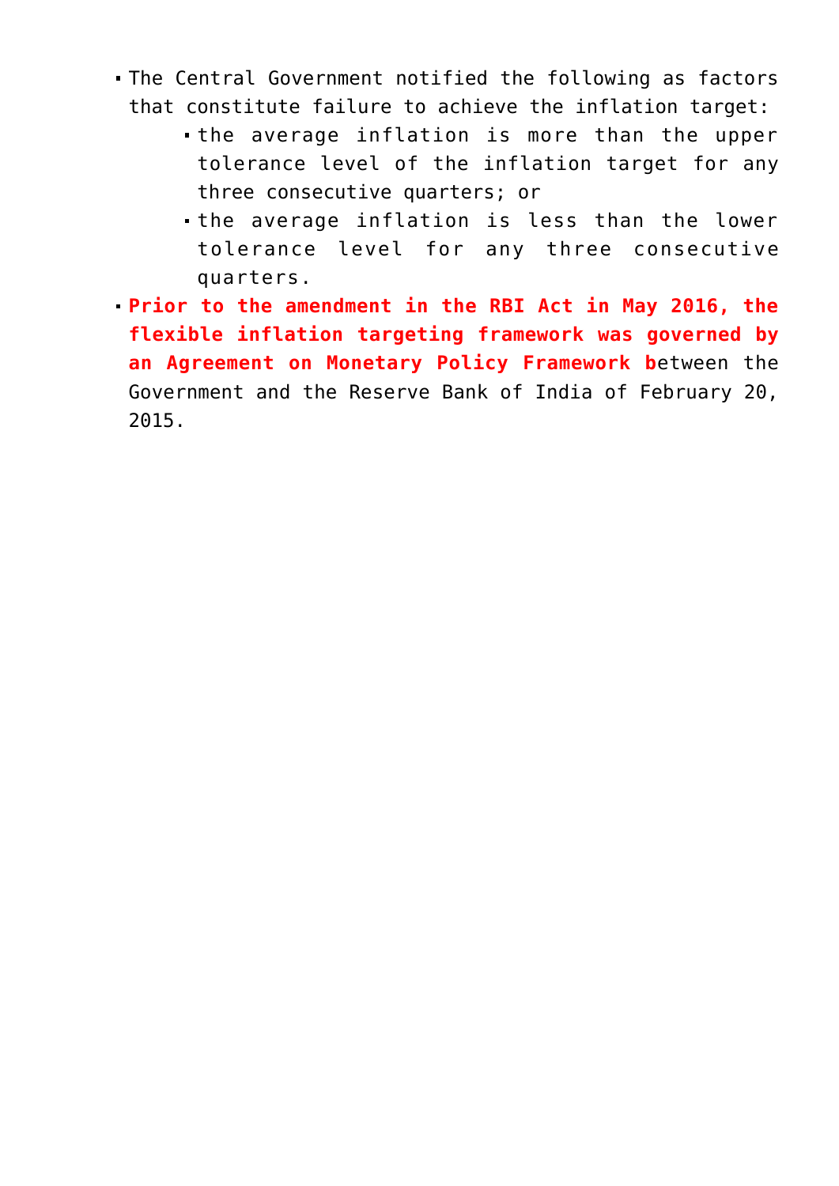- The Central Government notified the following as factors that constitute failure to achieve the inflation target:
  - the average inflation is more than the upper tolerance level of the inflation target for any three consecutive quarters; or
  - the average inflation is less than the lower tolerance level for any three consecutive quarters.
- **Prior to the amendment in the RBI Act in May 2016, the flexible inflation targeting framework was governed by an Agreement on Monetary Policy Framework b**etween the Government and the Reserve Bank of India of February 20, 2015.